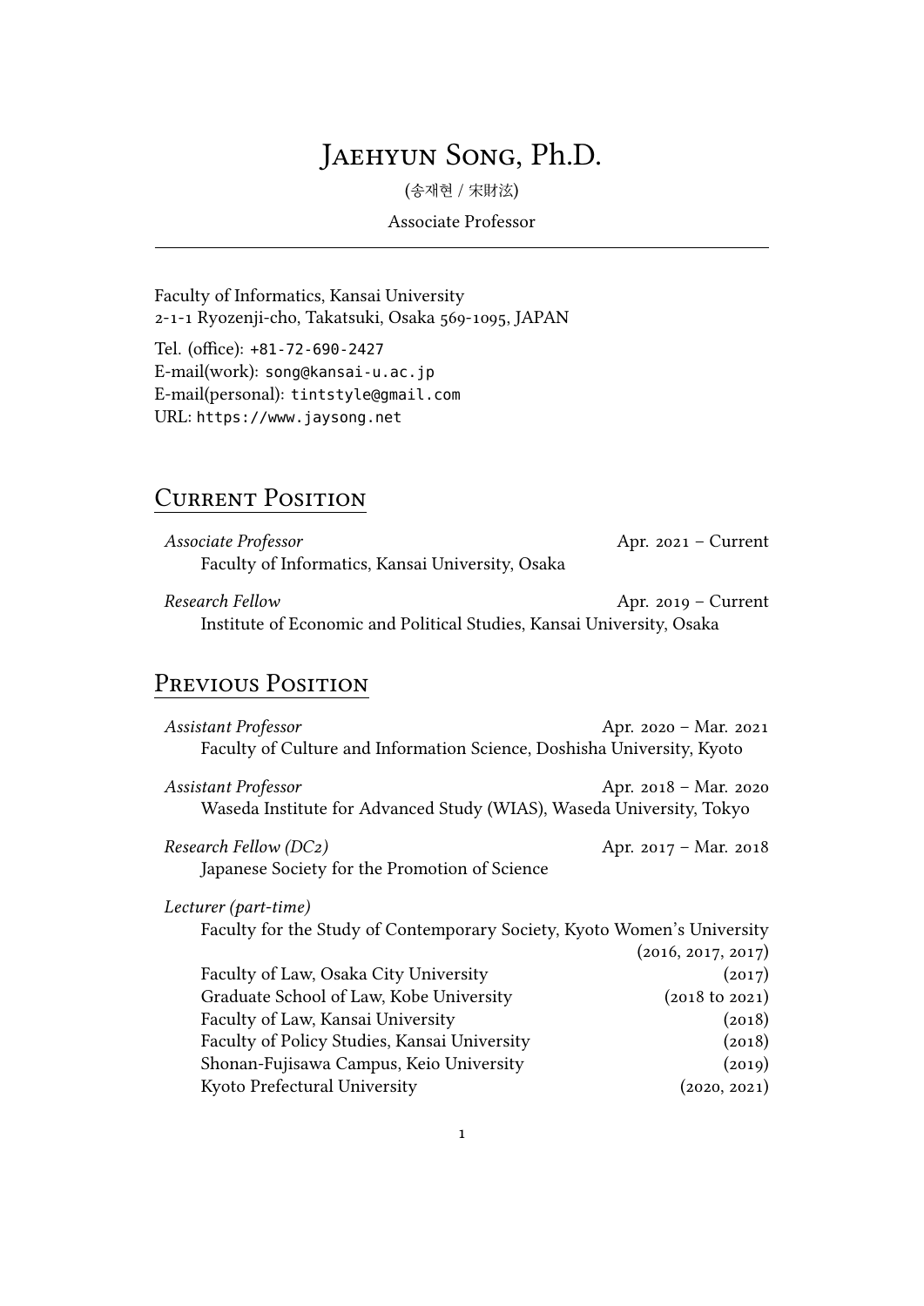# Jaehyun Song, Ph.D.

(송재현 / 宋財泫)

Associate Professor

---

Faculty of Informatics, Kansai University
2-1-1 Ryozenji-cho, Takatsuki, Osaka 569-1095, JAPAN

Tel. (office): +81-72-690-2427
E-mail(work): song@kansai-u.ac.jp
E-mail(personal): tintstyle@gmail.com
URL: https://www.jaysong.net

## Current Position

*Associate Professor* — Apr. 2021 – Current
Faculty of Informatics, Kansai University, Osaka

*Research Fellow* — Apr. 2019 – Current
Institute of Economic and Political Studies, Kansai University, Osaka

## Previous Position

*Assistant Professor* — Apr. 2020 – Mar. 2021
Faculty of Culture and Information Science, Doshisha University, Kyoto

*Assistant Professor* — Apr. 2018 – Mar. 2020
Waseda Institute for Advanced Study (WIAS), Waseda University, Tokyo

*Research Fellow (DC2)* — Apr. 2017 – Mar. 2018
Japanese Society for the Promotion of Science

*Lecturer (part-time)*

- Faculty for the Study of Contemporary Society, Kyoto Women's University (2016, 2017, 2017)
- Faculty of Law, Osaka City University (2017)
- Graduate School of Law, Kobe University (2018 to 2021)
- Faculty of Law, Kansai University (2018)
- Faculty of Policy Studies, Kansai University (2018)
- Shonan-Fujisawa Campus, Keio University (2019)
- Kyoto Prefectural University (2020, 2021)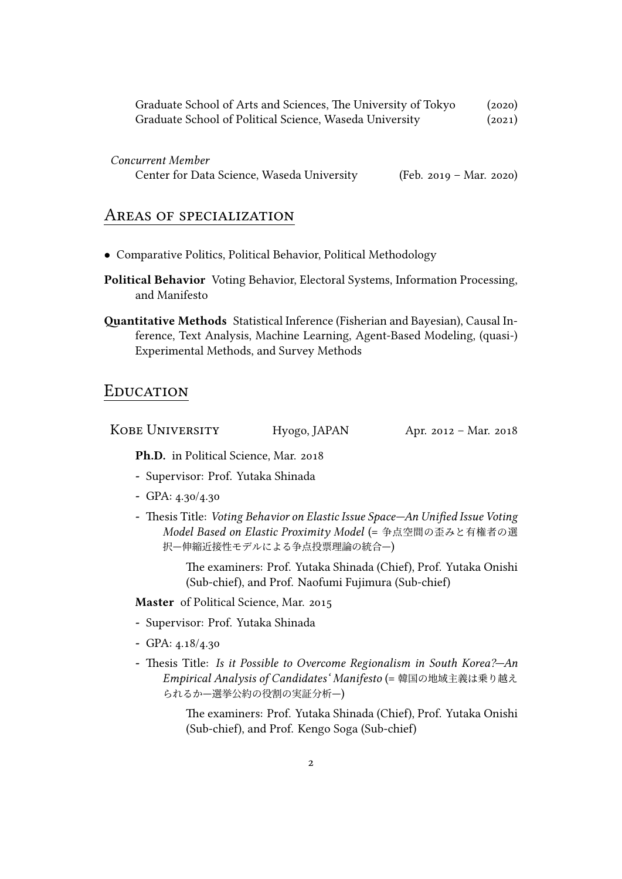Graduate School of Arts and Sciences, The University of Tokyo (2020)
Graduate School of Political Science, Waseda University (2021)

*Concurrent Member*
Center for Data Science, Waseda University (Feb. 2019 – Mar. 2020)

## Areas of specialization

- Comparative Politics, Political Behavior, Political Methodology

**Political Behavior** Voting Behavior, Electoral Systems, Information Processing, and Manifesto

**Quantitative Methods** Statistical Inference (Fisherian and Bayesian), Causal Inference, Text Analysis, Machine Learning, Agent-Based Modeling, (quasi-) Experimental Methods, and Survey Methods

## Education

Kobe University — Hyogo, JAPAN — Apr. 2012 – Mar. 2018

**Ph.D.** in Political Science, Mar. 2018

- Supervisor: Prof. Yutaka Shinada
- GPA: 4.30/4.30
- Thesis Title: *Voting Behavior on Elastic Issue Space—An Unified Issue Voting Model Based on Elastic Proximity Model* (= 争点空間の歪みと有権者の選択—伸縮近接性モデルによる争点投票理論の統合—)

  The examiners: Prof. Yutaka Shinada (Chief), Prof. Yutaka Onishi (Sub-chief), and Prof. Naofumi Fujimura (Sub-chief)

**Master** of Political Science, Mar. 2015

- Supervisor: Prof. Yutaka Shinada
- GPA: 4.18/4.30
- Thesis Title: *Is it Possible to Overcome Regionalism in South Korea?—An Empirical Analysis of Candidates' Manifesto* (= 韓国の地域主義は乗り越えられるか—選挙公約の役割の実証分析—)

  The examiners: Prof. Yutaka Shinada (Chief), Prof. Yutaka Onishi (Sub-chief), and Prof. Kengo Soga (Sub-chief)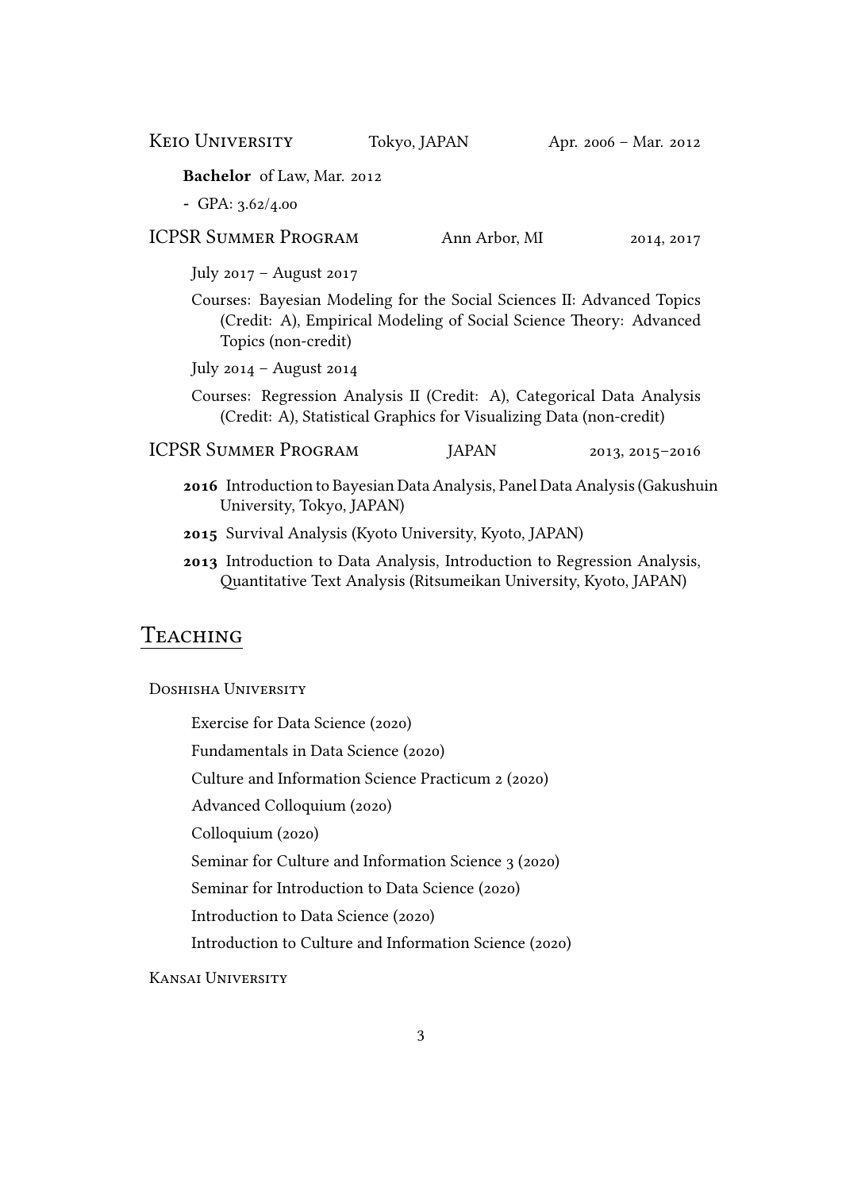Keio University | Tokyo, JAPAN | Apr. 2006 – Mar. 2012

**Bachelor** of Law, Mar. 2012

- GPA: 3.62/4.00

ICPSR Summer Program | Ann Arbor, MI | 2014, 2017

July 2017 – August 2017

Courses: Bayesian Modeling for the Social Sciences II: Advanced Topics (Credit: A), Empirical Modeling of Social Science Theory: Advanced Topics (non-credit)

July 2014 – August 2014

Courses: Regression Analysis II (Credit: A), Categorical Data Analysis (Credit: A), Statistical Graphics for Visualizing Data (non-credit)

ICPSR Summer Program | JAPAN | 2013, 2015–2016

**2016** Introduction to Bayesian Data Analysis, Panel Data Analysis (Gakushuin University, Tokyo, JAPAN)

**2015** Survival Analysis (Kyoto University, Kyoto, JAPAN)

**2013** Introduction to Data Analysis, Introduction to Regression Analysis, Quantitative Text Analysis (Ritsumeikan University, Kyoto, JAPAN)

## Teaching

Doshisha University

Exercise for Data Science (2020)

Fundamentals in Data Science (2020)

Culture and Information Science Practicum 2 (2020)

Advanced Colloquium (2020)

Colloquium (2020)

Seminar for Culture and Information Science 3 (2020)

Seminar for Introduction to Data Science (2020)

Introduction to Data Science (2020)

Introduction to Culture and Information Science (2020)

Kansai University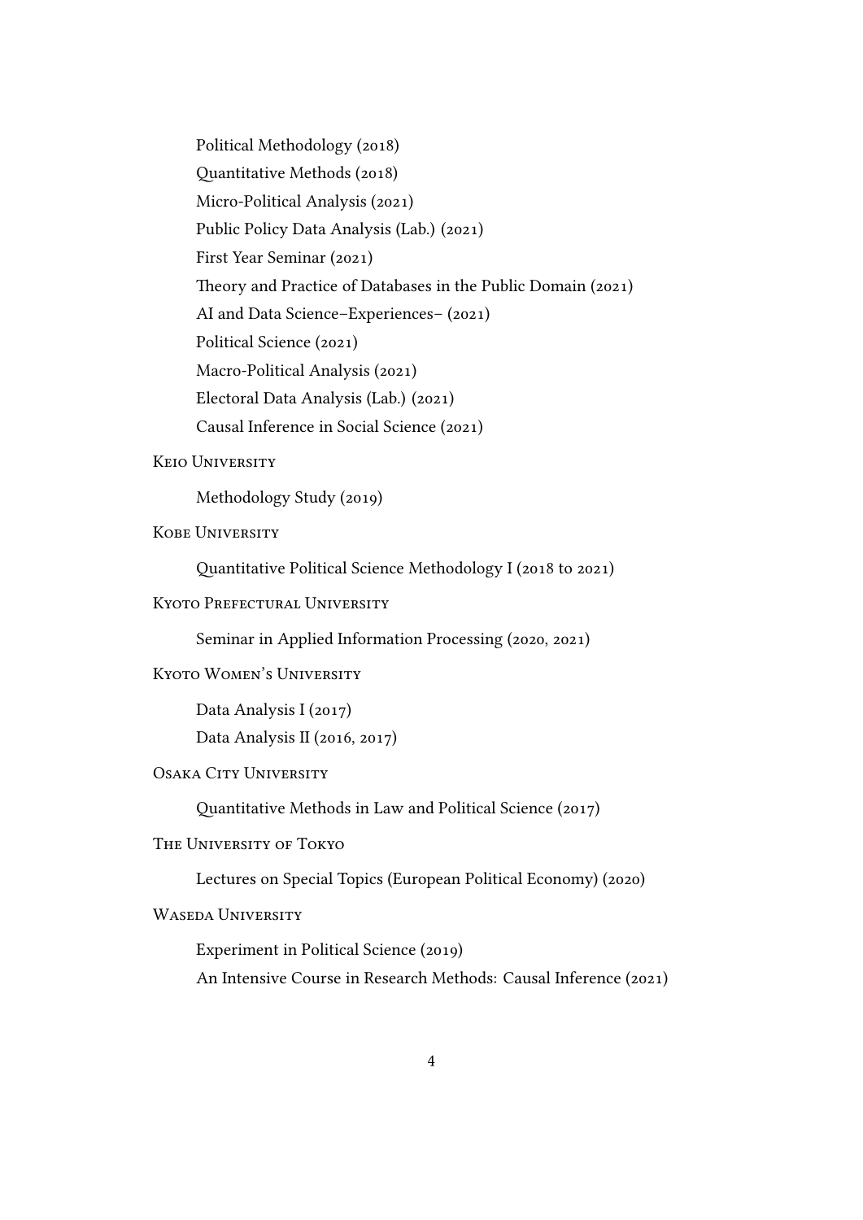Political Methodology (2018)

Quantitative Methods (2018)

Micro-Political Analysis (2021)

Public Policy Data Analysis (Lab.) (2021)

First Year Seminar (2021)

Theory and Practice of Databases in the Public Domain (2021)

AI and Data Science–Experiences– (2021)

Political Science (2021)

Macro-Political Analysis (2021)

Electoral Data Analysis (Lab.) (2021)

Causal Inference in Social Science (2021)

Keio University

Methodology Study (2019)

Kobe University

Quantitative Political Science Methodology I (2018 to 2021)

Kyoto Prefectural University

Seminar in Applied Information Processing (2020, 2021)

Kyoto Women's University

Data Analysis I (2017)

Data Analysis II (2016, 2017)

Osaka City University

Quantitative Methods in Law and Political Science (2017)

The University of Tokyo

Lectures on Special Topics (European Political Economy) (2020)

Waseda University

Experiment in Political Science (2019)

An Intensive Course in Research Methods: Causal Inference (2021)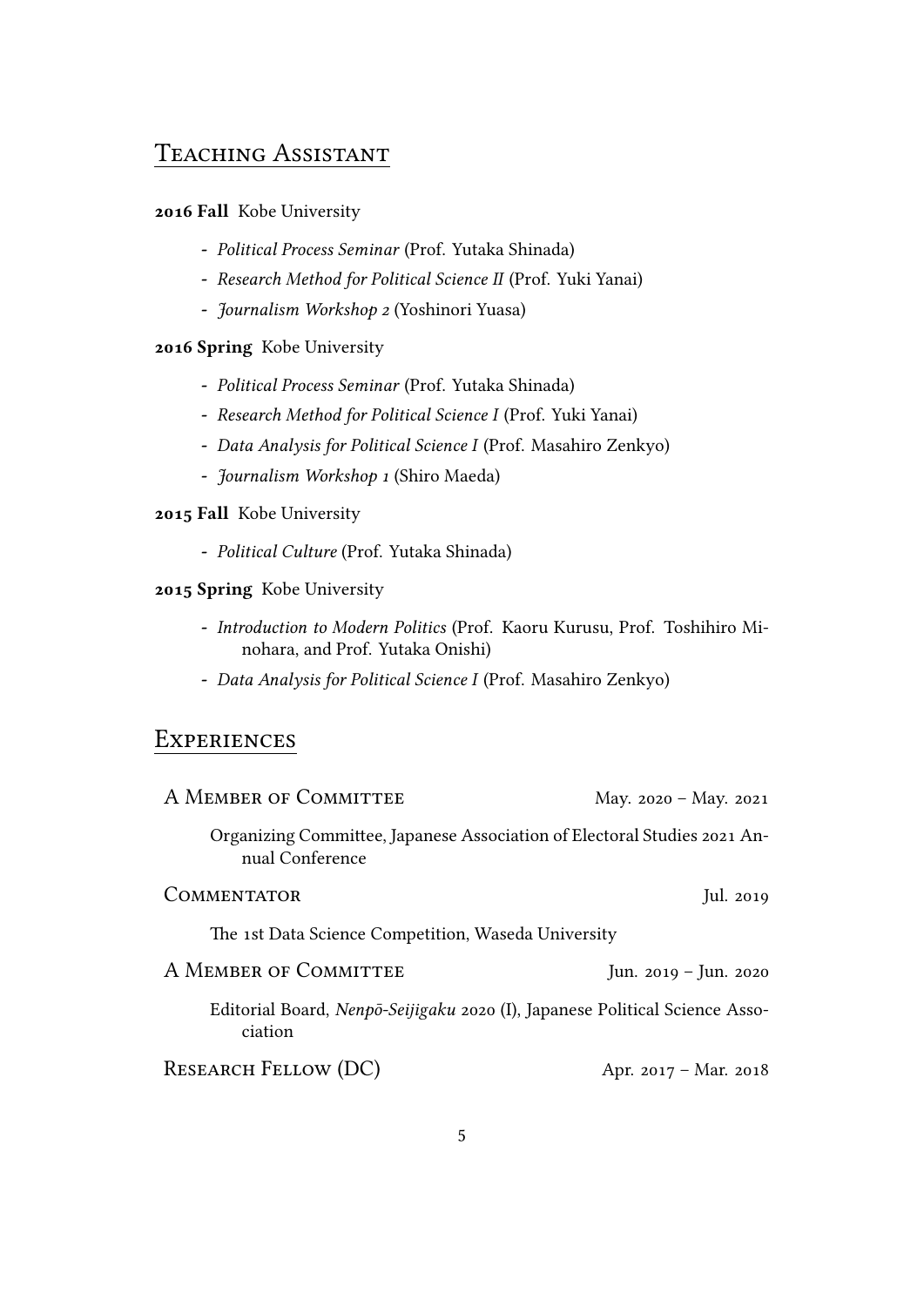## Teaching Assistant

**2016 Fall** Kobe University

- *Political Process Seminar* (Prof. Yutaka Shinada)
- *Research Method for Political Science II* (Prof. Yuki Yanai)
- *Journalism Workshop 2* (Yoshinori Yuasa)

**2016 Spring** Kobe University

- *Political Process Seminar* (Prof. Yutaka Shinada)
- *Research Method for Political Science I* (Prof. Yuki Yanai)
- *Data Analysis for Political Science I* (Prof. Masahiro Zenkyo)
- *Journalism Workshop 1* (Shiro Maeda)

**2015 Fall** Kobe University

- *Political Culture* (Prof. Yutaka Shinada)

**2015 Spring** Kobe University

- *Introduction to Modern Politics* (Prof. Kaoru Kurusu, Prof. Toshihiro Minohara, and Prof. Yutaka Onishi)
- *Data Analysis for Political Science I* (Prof. Masahiro Zenkyo)

## Experiences

A Member of Committee — May. 2020 – May. 2021

Organizing Committee, Japanese Association of Electoral Studies 2021 Annual Conference

Commentator — Jul. 2019

The 1st Data Science Competition, Waseda University

A Member of Committee — Jun. 2019 – Jun. 2020

Editorial Board, *Nenpō-Seijigaku* 2020 (I), Japanese Political Science Association

Research Fellow (DC) — Apr. 2017 – Mar. 2018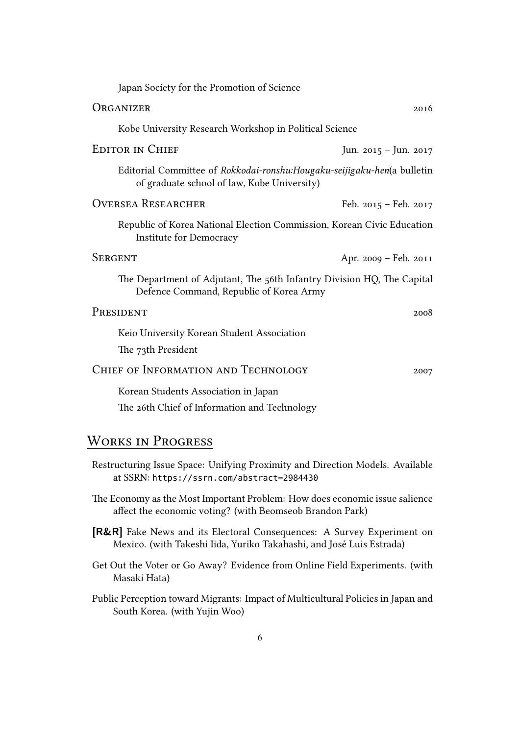Japan Society for the Promotion of Science

**Organizer** 2016

Kobe University Research Workshop in Political Science

**Editor in Chief** Jun. 2015 – Jun. 2017

Editorial Committee of *Rokkodai-ronshu:Hougaku-seijigaku-hen*(a bulletin of graduate school of law, Kobe University)

**Oversea Researcher** Feb. 2015 – Feb. 2017

Republic of Korea National Election Commission, Korean Civic Education Institute for Democracy

**Sergent** Apr. 2009 – Feb. 2011

The Department of Adjutant, The 56th Infantry Division HQ, The Capital Defence Command, Republic of Korea Army

**President** 2008

Keio University Korean Student Association

The 73th President

**Chief of Information and Technology** 2007

Korean Students Association in Japan

The 26th Chief of Information and Technology

## Works in Progress

Restructuring Issue Space: Unifying Proximity and Direction Models. Available at SSRN: `https://ssrn.com/abstract=2984430`

The Economy as the Most Important Problem: How does economic issue salience affect the economic voting? (with Beomseob Brandon Park)

**[R&R]** Fake News and its Electoral Consequences: A Survey Experiment on Mexico. (with Takeshi Iida, Yuriko Takahashi, and José Luis Estrada)

Get Out the Voter or Go Away? Evidence from Online Field Experiments. (with Masaki Hata)

Public Perception toward Migrants: Impact of Multicultural Policies in Japan and South Korea. (with Yujin Woo)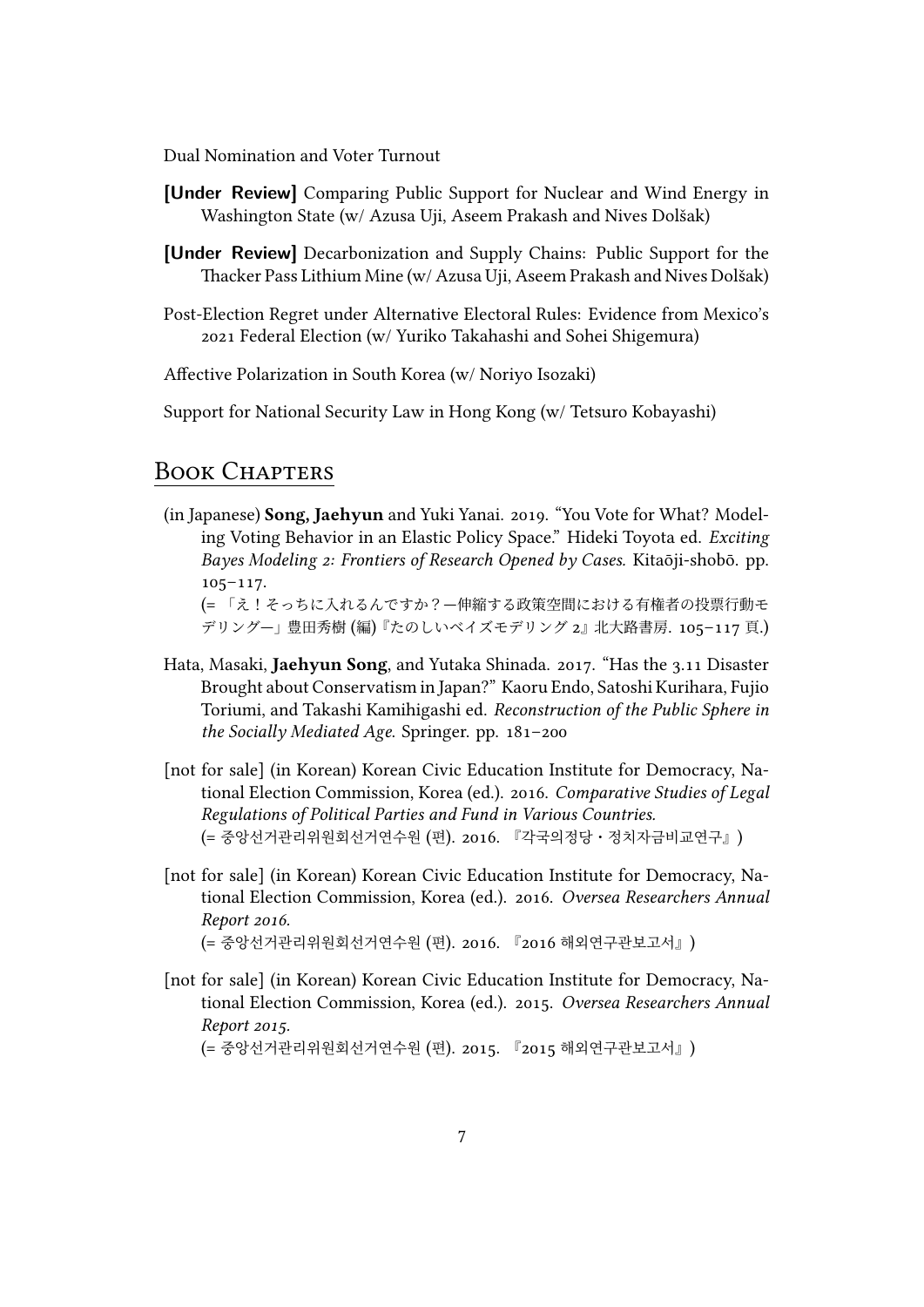Dual Nomination and Voter Turnout

**[Under Review]** Comparing Public Support for Nuclear and Wind Energy in Washington State (w/ Azusa Uji, Aseem Prakash and Nives Dolšak)

**[Under Review]** Decarbonization and Supply Chains: Public Support for the Thacker Pass Lithium Mine (w/ Azusa Uji, Aseem Prakash and Nives Dolšak)

Post-Election Regret under Alternative Electoral Rules: Evidence from Mexico's 2021 Federal Election (w/ Yuriko Takahashi and Sohei Shigemura)

Affective Polarization in South Korea (w/ Noriyo Isozaki)

Support for National Security Law in Hong Kong (w/ Tetsuro Kobayashi)

## Book Chapters

(in Japanese) **Song, Jaehyun** and Yuki Yanai. 2019. "You Vote for What? Modeling Voting Behavior in an Elastic Policy Space." Hideki Toyota ed. *Exciting Bayes Modeling 2: Frontiers of Research Opened by Cases.* Kitaōji-shobō. pp. 105–117.
(= 「え！そっちに入れるんですか？—伸縮する政策空間における有権者の投票行動モデリング—」豊田秀樹 (編)『たのしいベイズモデリング 2』北大路書房. 105–117 頁.)

Hata, Masaki, **Jaehyun Song**, and Yutaka Shinada. 2017. "Has the 3.11 Disaster Brought about Conservatism in Japan?" Kaoru Endo, Satoshi Kurihara, Fujio Toriumi, and Takashi Kamihigashi ed. *Reconstruction of the Public Sphere in the Socially Mediated Age.* Springer. pp. 181–200

[not for sale] (in Korean) Korean Civic Education Institute for Democracy, National Election Commission, Korea (ed.). 2016. *Comparative Studies of Legal Regulations of Political Parties and Fund in Various Countries.*
(= 중앙선거관리위원회선거연수원 (편). 2016. 『각국의정당・정치자금비교연구』)

[not for sale] (in Korean) Korean Civic Education Institute for Democracy, National Election Commission, Korea (ed.). 2016. *Oversea Researchers Annual Report 2016.*
(= 중앙선거관리위원회선거연수원 (편). 2016. 『2016 해외연구관보고서』)

[not for sale] (in Korean) Korean Civic Education Institute for Democracy, National Election Commission, Korea (ed.). 2015. *Oversea Researchers Annual Report 2015.*
(= 중앙선거관리위원회선거연수원 (편). 2015. 『2015 해외연구관보고서』)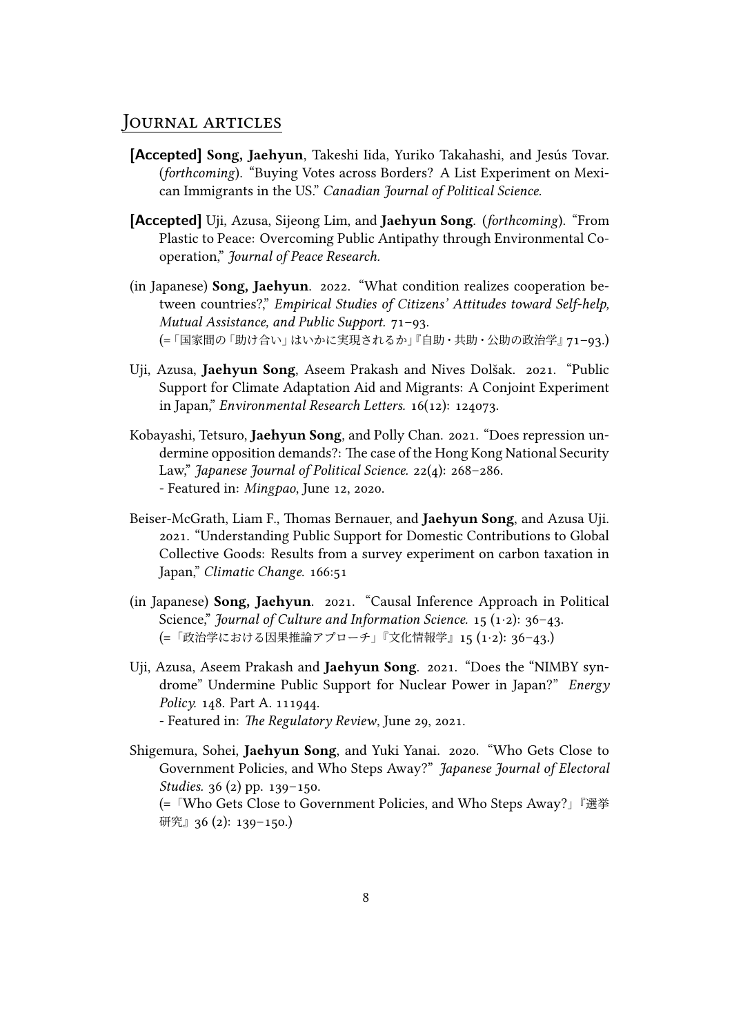## Journal articles

**[Accepted]** **Song, Jaehyun**, Takeshi Iida, Yuriko Takahashi, and Jesús Tovar. (*forthcoming*). "Buying Votes across Borders? A List Experiment on Mexican Immigrants in the US." *Canadian Journal of Political Science.*

**[Accepted]** Uji, Azusa, Sijeong Lim, and **Jaehyun Song**. (*forthcoming*). "From Plastic to Peace: Overcoming Public Antipathy through Environmental Cooperation," *Journal of Peace Research.*

(in Japanese) **Song, Jaehyun**. 2022. "What condition realizes cooperation between countries?," *Empirical Studies of Citizens' Attitudes toward Self-help, Mutual Assistance, and Public Support.* 71–93.
(=「国家間の「助け合い」はいかに実現されるか」『自助・共助・公助の政治学』71–93.)

Uji, Azusa, **Jaehyun Song**, Aseem Prakash and Nives Dolšak. 2021. "Public Support for Climate Adaptation Aid and Migrants: A Conjoint Experiment in Japan," *Environmental Research Letters.* 16(12): 124073.

Kobayashi, Tetsuro, **Jaehyun Song**, and Polly Chan. 2021. "Does repression undermine opposition demands?: The case of the Hong Kong National Security Law," *Japanese Journal of Political Science.* 22(4): 268–286.
- Featured in: *Mingpao*, June 12, 2020.

Beiser-McGrath, Liam F., Thomas Bernauer, and **Jaehyun Song**, and Azusa Uji. 2021. "Understanding Public Support for Domestic Contributions to Global Collective Goods: Results from a survey experiment on carbon taxation in Japan," *Climatic Change.* 166:51

(in Japanese) **Song, Jaehyun**. 2021. "Causal Inference Approach in Political Science," *Journal of Culture and Information Science.* 15 (1·2): 36–43.
(=「政治学における因果推論アプローチ」『文化情報学』15 (1·2): 36–43.)

Uji, Azusa, Aseem Prakash and **Jaehyun Song**. 2021. "Does the "NIMBY syndrome" Undermine Public Support for Nuclear Power in Japan?" *Energy Policy.* 148. Part A. 111944.
- Featured in: *The Regulatory Review*, June 29, 2021.

Shigemura, Sohei, **Jaehyun Song**, and Yuki Yanai. 2020. "Who Gets Close to Government Policies, and Who Steps Away?" *Japanese Journal of Electoral Studies.* 36 (2) pp. 139–150.
(=「Who Gets Close to Government Policies, and Who Steps Away?」『選挙研究』36 (2): 139–150.)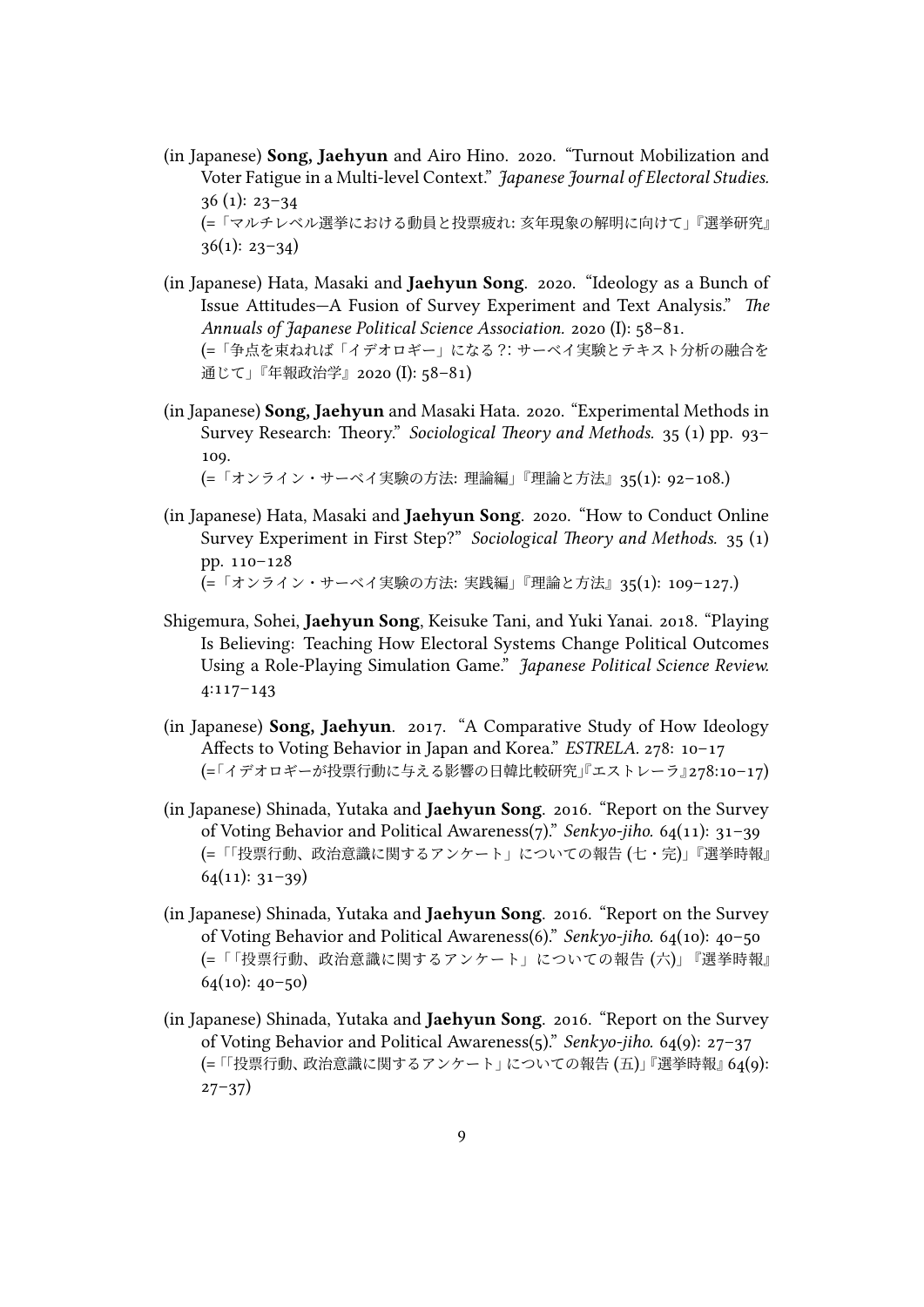(in Japanese) **Song, Jaehyun** and Airo Hino. 2020. "Turnout Mobilization and Voter Fatigue in a Multi-level Context." *Japanese Journal of Electoral Studies.* 36 (1): 23–34
(=「マルチレベル選挙における動員と投票疲れ: 亥年現象の解明に向けて」『選挙研究』36(1): 23–34)

(in Japanese) Hata, Masaki and **Jaehyun Song**. 2020. "Ideology as a Bunch of Issue Attitudes—A Fusion of Survey Experiment and Text Analysis." *The Annuals of Japanese Political Science Association.* 2020 (I): 58–81.
(=「争点を束ねれば「イデオロギー」になる?: サーベイ実験とテキスト分析の融合を通じて」『年報政治学』2020 (I): 58–81)

(in Japanese) **Song, Jaehyun** and Masaki Hata. 2020. "Experimental Methods in Survey Research: Theory." *Sociological Theory and Methods.* 35 (1) pp. 93–109.
(=「オンライン・サーベイ実験の方法: 理論編」『理論と方法』35(1): 92–108.)

(in Japanese) Hata, Masaki and **Jaehyun Song**. 2020. "How to Conduct Online Survey Experiment in First Step?" *Sociological Theory and Methods.* 35 (1) pp. 110–128
(=「オンライン・サーベイ実験の方法: 実践編」『理論と方法』35(1): 109–127.)

Shigemura, Sohei, **Jaehyun Song**, Keisuke Tani, and Yuki Yanai. 2018. "Playing Is Believing: Teaching How Electoral Systems Change Political Outcomes Using a Role-Playing Simulation Game." *Japanese Political Science Review.* 4:117–143

(in Japanese) **Song, Jaehyun**. 2017. "A Comparative Study of How Ideology Affects to Voting Behavior in Japan and Korea." *ESTRELA.* 278: 10–17
(=「イデオロギーが投票行動に与える影響の日韓比較研究」『エストレーラ』278:10–17)

(in Japanese) Shinada, Yutaka and **Jaehyun Song**. 2016. "Report on the Survey of Voting Behavior and Political Awareness(7)." *Senkyo-jiho.* 64(11): 31–39
(=「「投票行動、政治意識に関するアンケート」についての報告 (七・完)」『選挙時報』64(11): 31–39)

(in Japanese) Shinada, Yutaka and **Jaehyun Song**. 2016. "Report on the Survey of Voting Behavior and Political Awareness(6)." *Senkyo-jiho.* 64(10): 40–50
(=「「投票行動、政治意識に関するアンケート」についての報告 (六)」『選挙時報』64(10): 40–50)

(in Japanese) Shinada, Yutaka and **Jaehyun Song**. 2016. "Report on the Survey of Voting Behavior and Political Awareness(5)." *Senkyo-jiho.* 64(9): 27–37
(=「「投票行動、政治意識に関するアンケート」についての報告 (五)」『選挙時報』64(9): 27–37)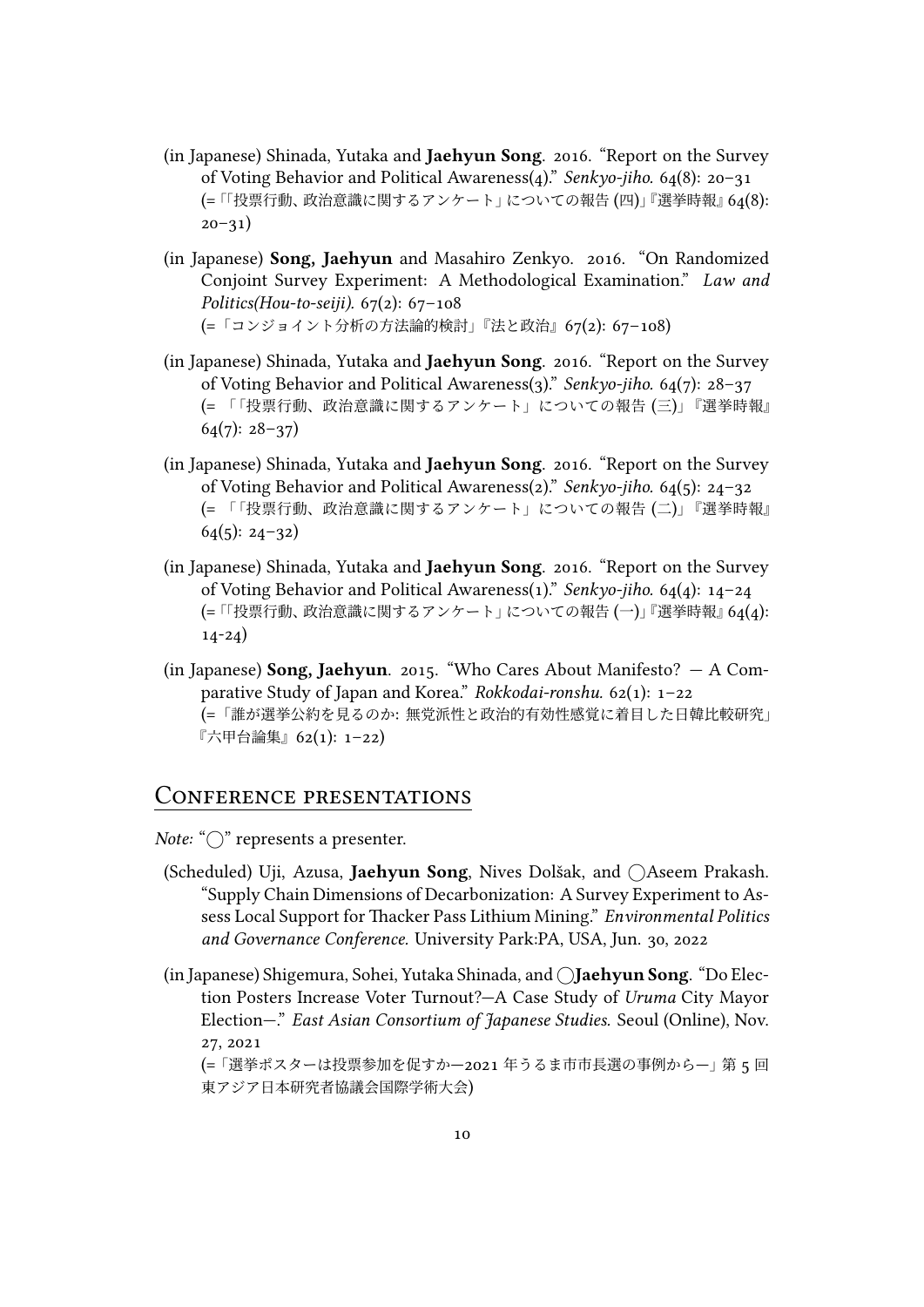(in Japanese) Shinada, Yutaka and **Jaehyun Song**. 2016. "Report on the Survey of Voting Behavior and Political Awareness(4)." *Senkyo-jiho.* 64(8): 20–31 (=「「投票行動、政治意識に関するアンケート」についての報告 (四)」『選挙時報』64(8): 20–31)

(in Japanese) **Song, Jaehyun** and Masahiro Zenkyo. 2016. "On Randomized Conjoint Survey Experiment: A Methodological Examination." *Law and Politics(Hou-to-seiji).* 67(2): 67–108 (=「コンジョイント分析の方法論的検討」『法と政治』67(2): 67–108)

(in Japanese) Shinada, Yutaka and **Jaehyun Song**. 2016. "Report on the Survey of Voting Behavior and Political Awareness(3)." *Senkyo-jiho.* 64(7): 28–37 (=「「投票行動、政治意識に関するアンケート」についての報告 (三)」『選挙時報』64(7): 28–37)

(in Japanese) Shinada, Yutaka and **Jaehyun Song**. 2016. "Report on the Survey of Voting Behavior and Political Awareness(2)." *Senkyo-jiho.* 64(5): 24–32 (=「「投票行動、政治意識に関するアンケート」についての報告 (二)」『選挙時報』64(5): 24–32)

(in Japanese) Shinada, Yutaka and **Jaehyun Song**. 2016. "Report on the Survey of Voting Behavior and Political Awareness(1)." *Senkyo-jiho.* 64(4): 14–24 (=「「投票行動、政治意識に関するアンケート」についての報告 (一)」『選挙時報』64(4): 14-24)

(in Japanese) **Song, Jaehyun**. 2015. "Who Cares About Manifesto? — A Comparative Study of Japan and Korea." *Rokkodai-ronshu.* 62(1): 1–22 (=「誰が選挙公約を見るのか: 無党派性と政治的有効性感覚に着目した日韓比較研究」『六甲台論集』62(1): 1–22)

## Conference presentations

*Note:* "◯" represents a presenter.

(Scheduled) Uji, Azusa, **Jaehyun Song**, Nives Dolšak, and ◯Aseem Prakash. "Supply Chain Dimensions of Decarbonization: A Survey Experiment to Assess Local Support for Thacker Pass Lithium Mining." *Environmental Politics and Governance Conference.* University Park:PA, USA, Jun. 30, 2022

(in Japanese) Shigemura, Sohei, Yutaka Shinada, and ◯**Jaehyun Song**. "Do Election Posters Increase Voter Turnout?—A Case Study of *Uruma* City Mayor Election—." *East Asian Consortium of Japanese Studies.* Seoul (Online), Nov. 27, 2021 (=「選挙ポスターは投票参加を促すか—2021 年うるま市市長選の事例から—」第 5 回東アジア日本研究者協議会国際学術大会)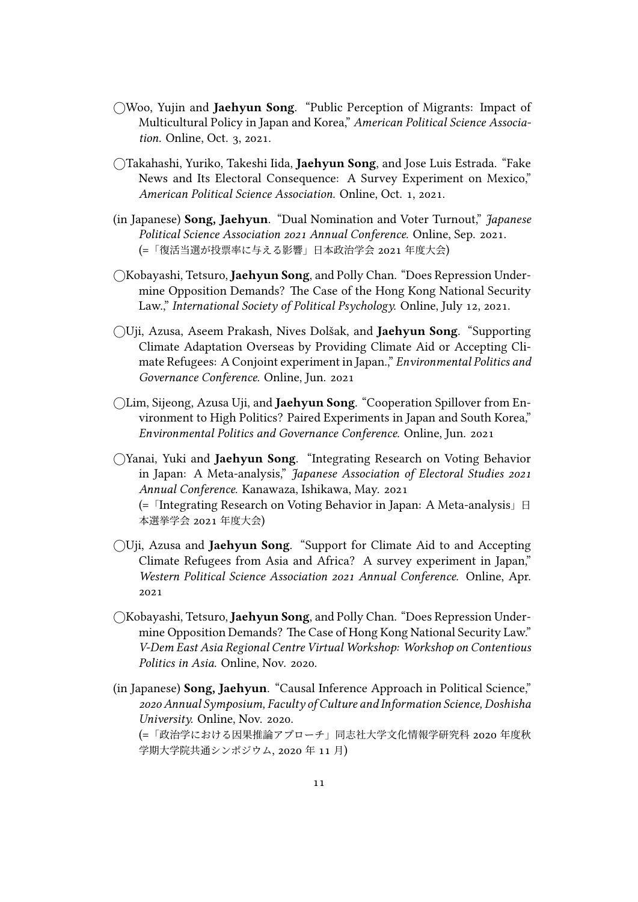◯Woo, Yujin and **Jaehyun Song**. "Public Perception of Migrants: Impact of Multicultural Policy in Japan and Korea," *American Political Science Association.* Online, Oct. 3, 2021.

◯Takahashi, Yuriko, Takeshi Iida, **Jaehyun Song**, and Jose Luis Estrada. "Fake News and Its Electoral Consequence: A Survey Experiment on Mexico," *American Political Science Association.* Online, Oct. 1, 2021.

(in Japanese) **Song, Jaehyun**. "Dual Nomination and Voter Turnout," *Japanese Political Science Association 2021 Annual Conference.* Online, Sep. 2021.
(=「復活当選が投票率に与える影響」日本政治学会 2021 年度大会)

◯Kobayashi, Tetsuro, **Jaehyun Song**, and Polly Chan. "Does Repression Undermine Opposition Demands? The Case of the Hong Kong National Security Law.," *International Society of Political Psychology.* Online, July 12, 2021.

◯Uji, Azusa, Aseem Prakash, Nives Dolšak, and **Jaehyun Song**. "Supporting Climate Adaptation Overseas by Providing Climate Aid or Accepting Climate Refugees: A Conjoint experiment in Japan.," *Environmental Politics and Governance Conference.* Online, Jun. 2021

◯Lim, Sijeong, Azusa Uji, and **Jaehyun Song**. "Cooperation Spillover from Environment to High Politics? Paired Experiments in Japan and South Korea," *Environmental Politics and Governance Conference.* Online, Jun. 2021

◯Yanai, Yuki and **Jaehyun Song**. "Integrating Research on Voting Behavior in Japan: A Meta-analysis," *Japanese Association of Electoral Studies 2021 Annual Conference.* Kanawaza, Ishikawa, May. 2021
(=「Integrating Research on Voting Behavior in Japan: A Meta-analysis」日本選挙学会 2021 年度大会)

◯Uji, Azusa and **Jaehyun Song**. "Support for Climate Aid to and Accepting Climate Refugees from Asia and Africa? A survey experiment in Japan," *Western Political Science Association 2021 Annual Conference.* Online, Apr. 2021

◯Kobayashi, Tetsuro, **Jaehyun Song**, and Polly Chan. "Does Repression Undermine Opposition Demands? The Case of Hong Kong National Security Law." *V-Dem East Asia Regional Centre Virtual Workshop: Workshop on Contentious Politics in Asia.* Online, Nov. 2020.

(in Japanese) **Song, Jaehyun**. "Causal Inference Approach in Political Science," *2020 Annual Symposium, Faculty of Culture and Information Science, Doshisha University.* Online, Nov. 2020.
(=「政治学における因果推論アプローチ」同志社大学文化情報学研究科 2020 年度秋学期大学院共通シンポジウム, 2020 年 11 月)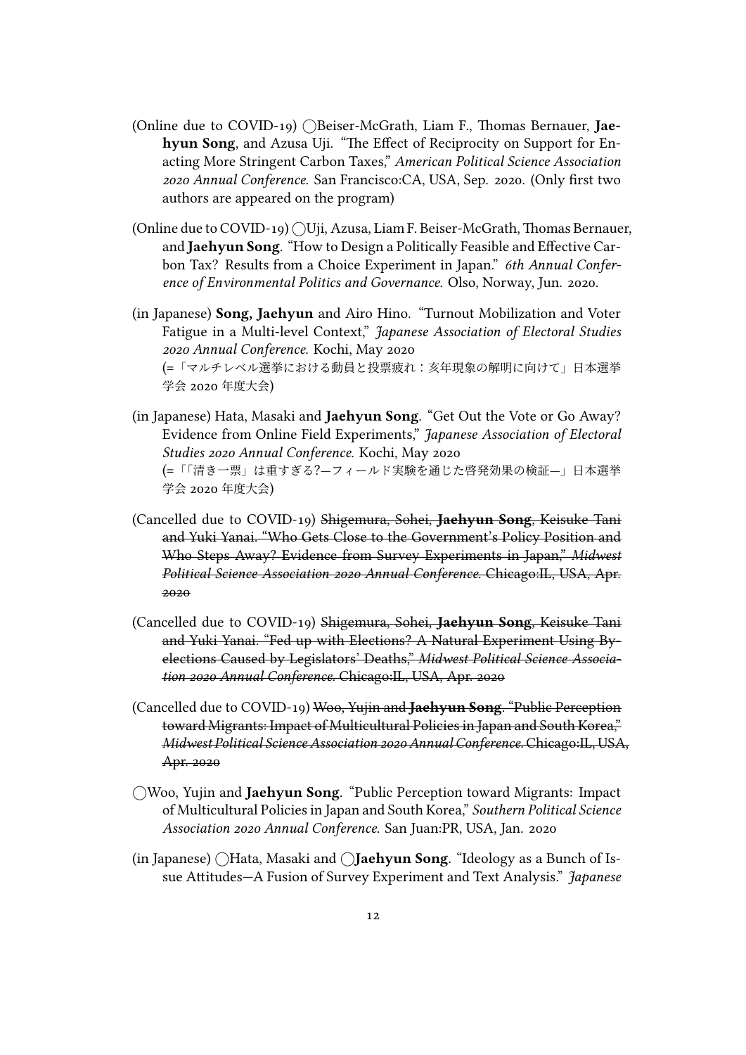- (Online due to COVID-19) ◯Beiser-McGrath, Liam F., Thomas Bernauer, **Jaehyun Song**, and Azusa Uji. "The Effect of Reciprocity on Support for Enacting More Stringent Carbon Taxes," *American Political Science Association 2020 Annual Conference.* San Francisco:CA, USA, Sep. 2020. (Only first two authors are appeared on the program)

- (Online due to COVID-19) ◯Uji, Azusa, Liam F. Beiser-McGrath, Thomas Bernauer, and **Jaehyun Song**. "How to Design a Politically Feasible and Effective Carbon Tax? Results from a Choice Experiment in Japan." *6th Annual Conference of Environmental Politics and Governance.* Olso, Norway, Jun. 2020.

- (in Japanese) **Song, Jaehyun** and Airo Hino. "Turnout Mobilization and Voter Fatigue in a Multi-level Context," *Japanese Association of Electoral Studies 2020 Annual Conference.* Kochi, May 2020
  (=「マルチレベル選挙における動員と投票疲れ：亥年現象の解明に向けて」日本選挙学会 2020 年度大会)

- (in Japanese) Hata, Masaki and **Jaehyun Song**. "Get Out the Vote or Go Away? Evidence from Online Field Experiments," *Japanese Association of Electoral Studies 2020 Annual Conference.* Kochi, May 2020
  (=「「清き一票」は重すぎる?—フィールド実験を通じた啓発効果の検証—」日本選挙学会 2020 年度大会)

- (Cancelled due to COVID-19) ~~Shigemura, Sohei, **Jaehyun Song**, Keisuke Tani and Yuki Yanai. "Who Gets Close to the Government's Policy Position and Who Steps Away? Evidence from Survey Experiments in Japan," *Midwest Political Science Association 2020 Annual Conference.* Chicago:IL, USA, Apr. 2020~~

- (Cancelled due to COVID-19) ~~Shigemura, Sohei, **Jaehyun Song**, Keisuke Tani and Yuki Yanai. "Fed up with Elections? A Natural Experiment Using By-elections Caused by Legislators' Deaths," *Midwest Political Science Association 2020 Annual Conference.* Chicago:IL, USA, Apr. 2020~~

- (Cancelled due to COVID-19) ~~Woo, Yujin and **Jaehyun Song**. "Public Perception toward Migrants: Impact of Multicultural Policies in Japan and South Korea," *Midwest Political Science Association 2020 Annual Conference.* Chicago:IL, USA, Apr. 2020~~

- ◯Woo, Yujin and **Jaehyun Song**. "Public Perception toward Migrants: Impact of Multicultural Policies in Japan and South Korea," *Southern Political Science Association 2020 Annual Conference.* San Juan:PR, USA, Jan. 2020

- (in Japanese) ◯Hata, Masaki and ◯**Jaehyun Song**. "Ideology as a Bunch of Issue Attitudes—A Fusion of Survey Experiment and Text Analysis." *Japanese*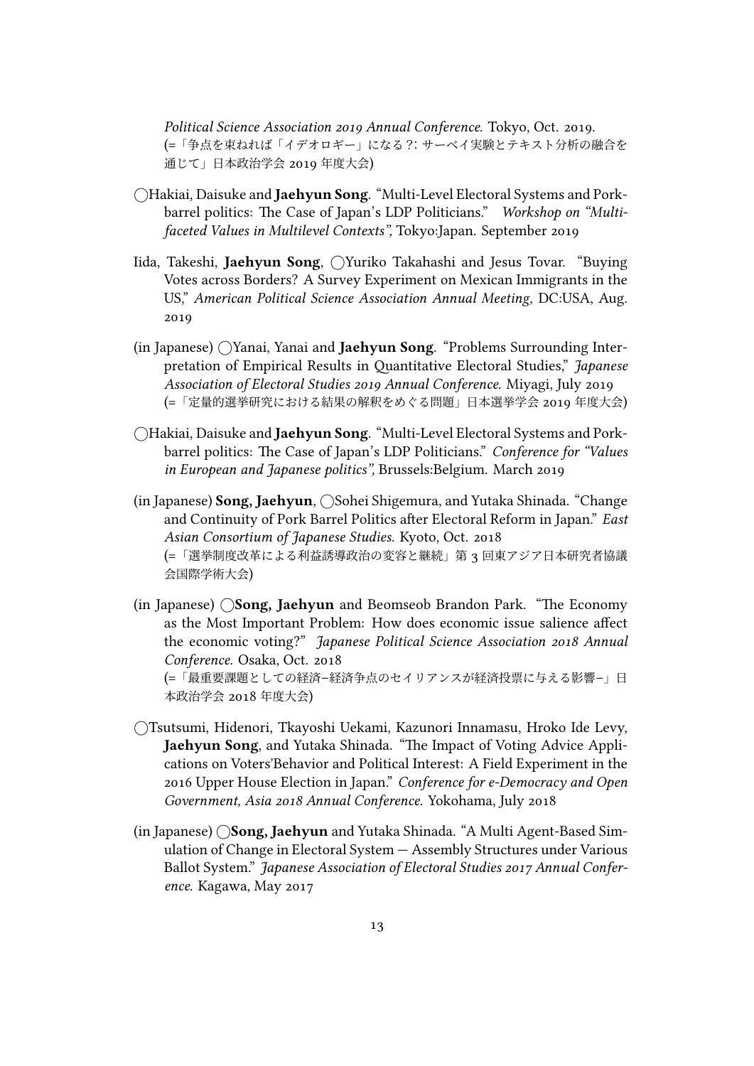*Political Science Association 2019 Annual Conference.* Tokyo, Oct. 2019. (=「争点を束ねれば「イデオロギー」になる？: サーベイ実験とテキスト分析の融合を通じて」日本政治学会 2019 年度大会)

◯Hakiai, Daisuke and **Jaehyun Song**. "Multi-Level Electoral Systems and Pork-barrel politics: The Case of Japan's LDP Politicians." *Workshop on "Multi-faceted Values in Multilevel Contexts",* Tokyo:Japan. September 2019

Iida, Takeshi, **Jaehyun Song**, ◯Yuriko Takahashi and Jesus Tovar. "Buying Votes across Borders? A Survey Experiment on Mexican Immigrants in the US," *American Political Science Association Annual Meeting,* DC:USA, Aug. 2019

(in Japanese) ◯Yanai, Yanai and **Jaehyun Song**. "Problems Surrounding Interpretation of Empirical Results in Quantitative Electoral Studies," *Japanese Association of Electoral Studies 2019 Annual Conference.* Miyagi, July 2019 (=「定量的選挙研究における結果の解釈をめぐる問題」日本選挙学会 2019 年度大会)

◯Hakiai, Daisuke and **Jaehyun Song**. "Multi-Level Electoral Systems and Pork-barrel politics: The Case of Japan's LDP Politicians." *Conference for "Values in European and Japanese politics",* Brussels:Belgium. March 2019

(in Japanese) **Song, Jaehyun**, ◯Sohei Shigemura, and Yutaka Shinada. "Change and Continuity of Pork Barrel Politics after Electoral Reform in Japan." *East Asian Consortium of Japanese Studies.* Kyoto, Oct. 2018 (=「選挙制度改革による利益誘導政治の変容と継続」第 3 回東アジア日本研究者協議会国際学術大会)

(in Japanese) ◯**Song, Jaehyun** and Beomseob Brandon Park. "The Economy as the Most Important Problem: How does economic issue salience affect the economic voting?" *Japanese Political Science Association 2018 Annual Conference.* Osaka, Oct. 2018 (=「最重要課題としての経済–経済争点のセイリアンスが経済投票に与える影響–」日本政治学会 2018 年度大会)

◯Tsutsumi, Hidenori, Tkayoshi Uekami, Kazunori Innamasu, Hroko Ide Levy, **Jaehyun Song**, and Yutaka Shinada. "The Impact of Voting Advice Applications on Voters'Behavior and Political Interest: A Field Experiment in the 2016 Upper House Election in Japan." *Conference for e-Democracy and Open Government, Asia 2018 Annual Conference.* Yokohama, July 2018

(in Japanese) ◯**Song, Jaehyun** and Yutaka Shinada. "A Multi Agent-Based Simulation of Change in Electoral System — Assembly Structures under Various Ballot System." *Japanese Association of Electoral Studies 2017 Annual Conference.* Kagawa, May 2017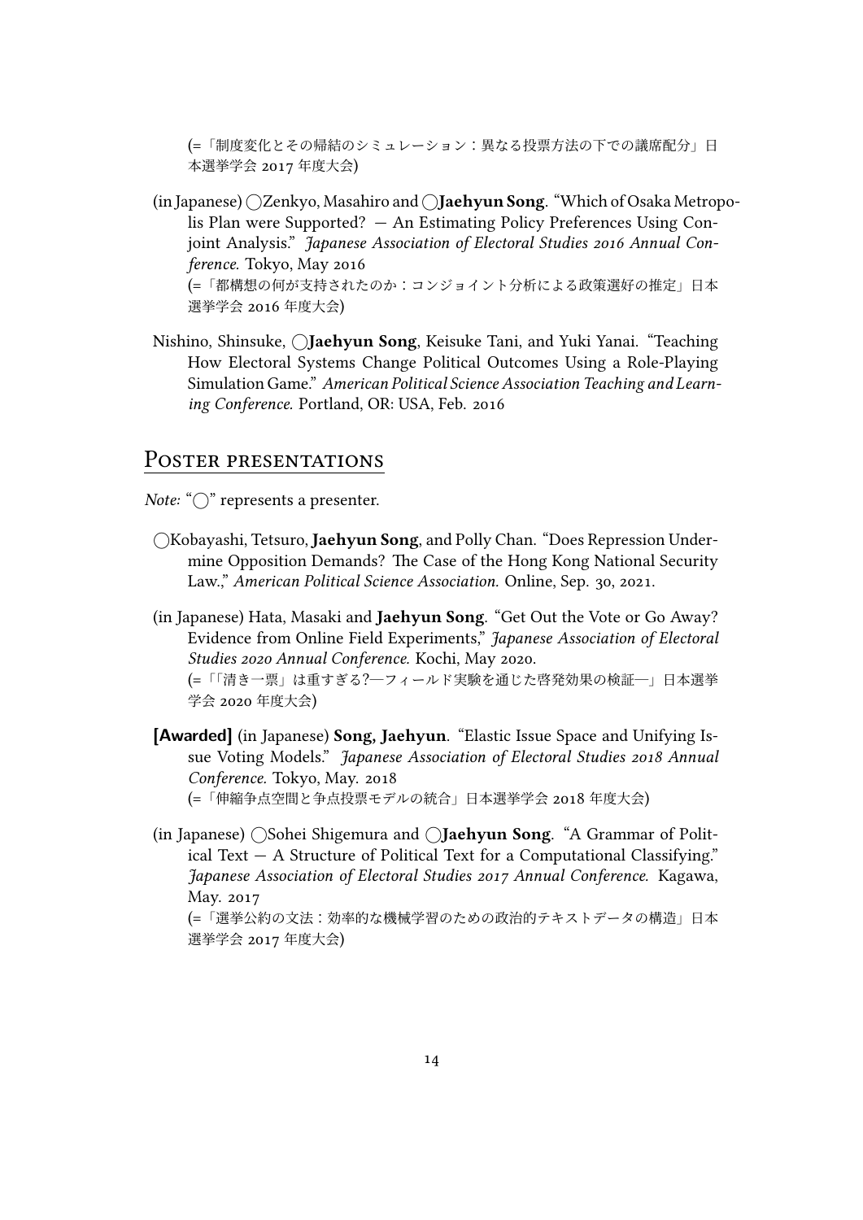(=「制度変化とその帰結のシミュレーション：異なる投票方法の下での議席配分」日本選挙学会 2017 年度大会)

(in Japanese) ◯Zenkyo, Masahiro and ◯**Jaehyun Song**. "Which of Osaka Metropolis Plan were Supported? — An Estimating Policy Preferences Using Conjoint Analysis." *Japanese Association of Electoral Studies 2016 Annual Conference.* Tokyo, May 2016
(=「都構想の何が支持されたのか：コンジョイント分析による政策選好の推定」日本選挙学会 2016 年度大会)

Nishino, Shinsuke, ◯**Jaehyun Song**, Keisuke Tani, and Yuki Yanai. "Teaching How Electoral Systems Change Political Outcomes Using a Role-Playing Simulation Game." *American Political Science Association Teaching and Learning Conference.* Portland, OR: USA, Feb. 2016

## Poster presentations

*Note:* "◯" represents a presenter.

◯Kobayashi, Tetsuro, **Jaehyun Song**, and Polly Chan. "Does Repression Undermine Opposition Demands? The Case of the Hong Kong National Security Law.," *American Political Science Association.* Online, Sep. 30, 2021.

(in Japanese) Hata, Masaki and **Jaehyun Song**. "Get Out the Vote or Go Away? Evidence from Online Field Experiments," *Japanese Association of Electoral Studies 2020 Annual Conference.* Kochi, May 2020.
(=「「清き一票」は重すぎる?—フィールド実験を通じた啓発効果の検証—」日本選挙学会 2020 年度大会)

**[Awarded]** (in Japanese) **Song, Jaehyun**. "Elastic Issue Space and Unifying Issue Voting Models." *Japanese Association of Electoral Studies 2018 Annual Conference.* Tokyo, May. 2018
(=「伸縮争点空間と争点投票モデルの統合」日本選挙学会 2018 年度大会)

(in Japanese) ◯Sohei Shigemura and ◯**Jaehyun Song**. "A Grammar of Political Text — A Structure of Political Text for a Computational Classifying." *Japanese Association of Electoral Studies 2017 Annual Conference.* Kagawa, May. 2017
(=「選挙公約の文法：効率的な機械学習のための政治的テキストデータの構造」日本選挙学会 2017 年度大会)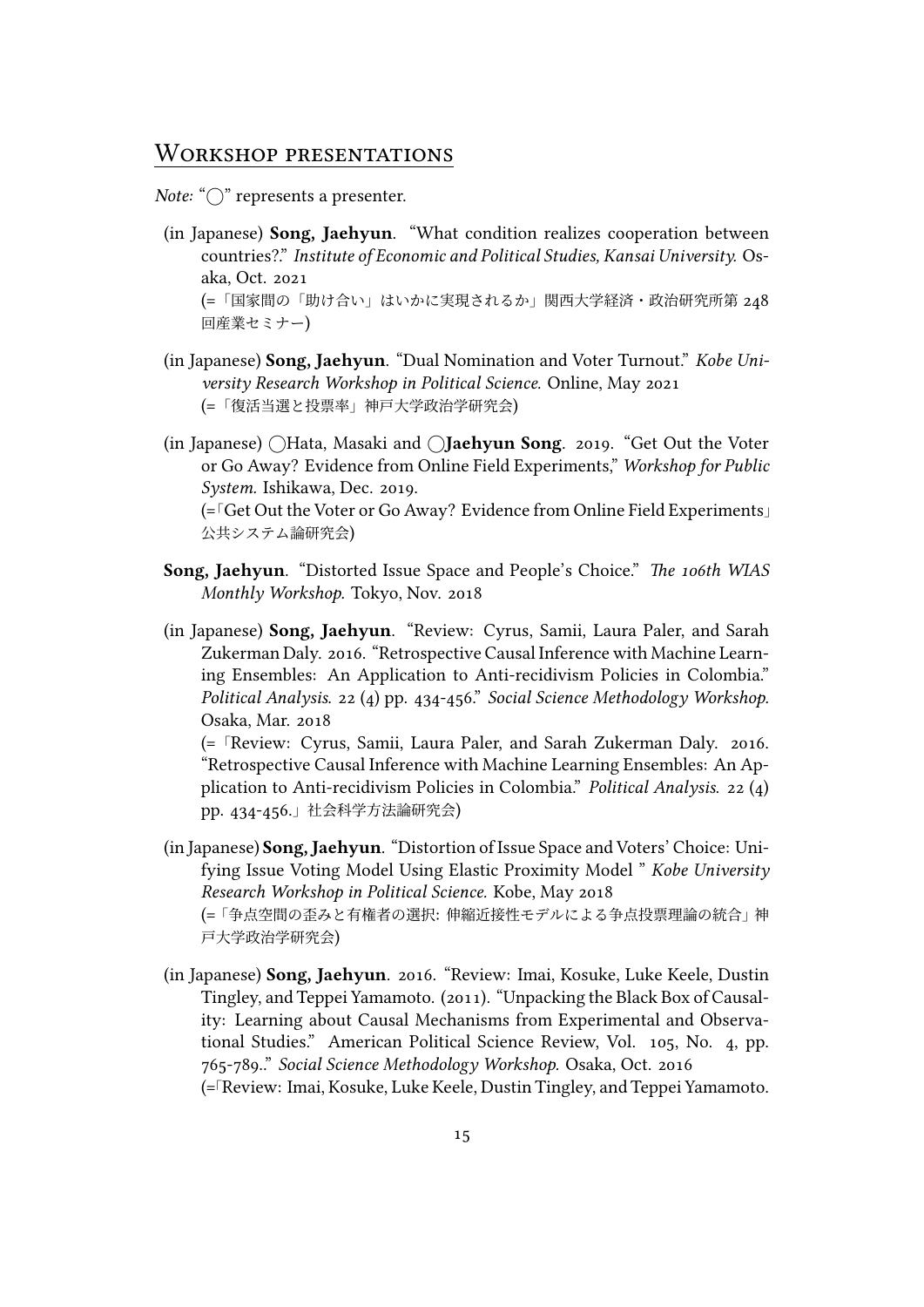## Workshop presentations

*Note:* "◯" represents a presenter.

(in Japanese) **Song, Jaehyun**. "What condition realizes cooperation between countries?." *Institute of Economic and Political Studies, Kansai University.* Osaka, Oct. 2021
(=「国家間の「助け合い」はいかに実現されるか」関西大学経済・政治研究所第 248 回産業セミナー)

(in Japanese) **Song, Jaehyun**. "Dual Nomination and Voter Turnout." *Kobe University Research Workshop in Political Science.* Online, May 2021
(=「復活当選と投票率」神戸大学政治学研究会)

(in Japanese) ◯Hata, Masaki and ◯**Jaehyun Song**. 2019. "Get Out the Voter or Go Away? Evidence from Online Field Experiments," *Workshop for Public System.* Ishikawa, Dec. 2019.
(=「Get Out the Voter or Go Away? Evidence from Online Field Experiments」公共システム論研究会)

**Song, Jaehyun**. "Distorted Issue Space and People's Choice." *The 106th WIAS Monthly Workshop.* Tokyo, Nov. 2018

(in Japanese) **Song, Jaehyun**. "Review: Cyrus, Samii, Laura Paler, and Sarah Zukerman Daly. 2016. "Retrospective Causal Inference with Machine Learning Ensembles: An Application to Anti-recidivism Policies in Colombia." *Political Analysis.* 22 (4) pp. 434-456." *Social Science Methodology Workshop.* Osaka, Mar. 2018
(=「Review: Cyrus, Samii, Laura Paler, and Sarah Zukerman Daly. 2016. "Retrospective Causal Inference with Machine Learning Ensembles: An Application to Anti-recidivism Policies in Colombia." *Political Analysis.* 22 (4) pp. 434-456.」社会科学方法論研究会)

(in Japanese) **Song, Jaehyun**. "Distortion of Issue Space and Voters' Choice: Unifying Issue Voting Model Using Elastic Proximity Model " *Kobe University Research Workshop in Political Science.* Kobe, May 2018
(=「争点空間の歪みと有権者の選択: 伸縮近接性モデルによる争点投票理論の統合」神戸大学政治学研究会)

(in Japanese) **Song, Jaehyun**. 2016. "Review: Imai, Kosuke, Luke Keele, Dustin Tingley, and Teppei Yamamoto. (2011). "Unpacking the Black Box of Causality: Learning about Causal Mechanisms from Experimental and Observational Studies." American Political Science Review, Vol. 105, No. 4, pp. 765-789.." *Social Science Methodology Workshop.* Osaka, Oct. 2016
(=「Review: Imai, Kosuke, Luke Keele, Dustin Tingley, and Teppei Yamamoto.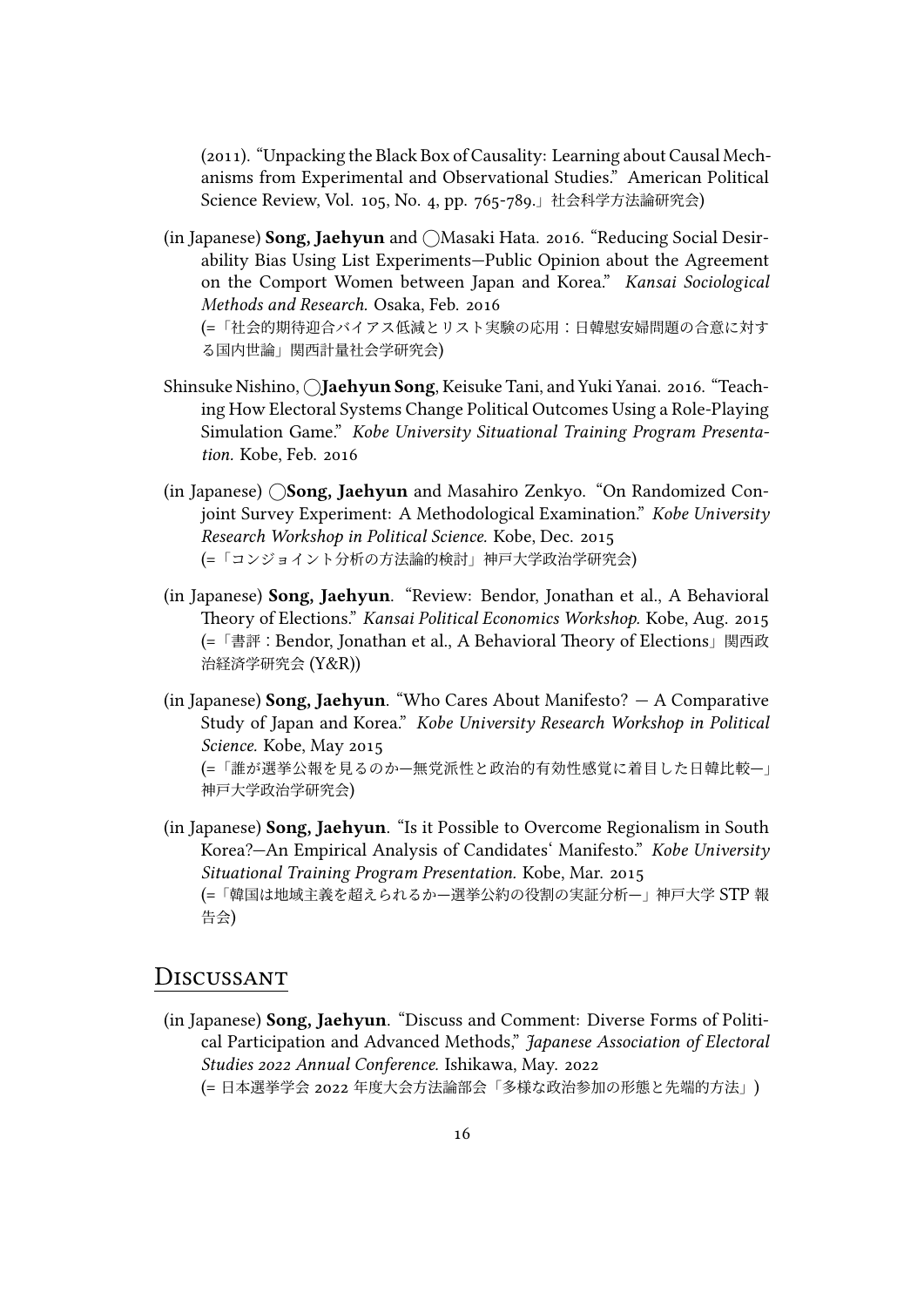(2011). "Unpacking the Black Box of Causality: Learning about Causal Mechanisms from Experimental and Observational Studies." American Political Science Review, Vol. 105, No. 4, pp. 765-789.」社会科学方法論研究会)

(in Japanese) **Song, Jaehyun** and ◯Masaki Hata. 2016. "Reducing Social Desirability Bias Using List Experiments—Public Opinion about the Agreement on the Comport Women between Japan and Korea." *Kansai Sociological Methods and Research.* Osaka, Feb. 2016
(=「社会的期待迎合バイアス低減とリスト実験の応用：日韓慰安婦問題の合意に対する国内世論」関西計量社会学研究会)

Shinsuke Nishino, ◯**Jaehyun Song**, Keisuke Tani, and Yuki Yanai. 2016. "Teaching How Electoral Systems Change Political Outcomes Using a Role-Playing Simulation Game." *Kobe University Situational Training Program Presentation.* Kobe, Feb. 2016

(in Japanese) ◯**Song, Jaehyun** and Masahiro Zenkyo. "On Randomized Conjoint Survey Experiment: A Methodological Examination." *Kobe University Research Workshop in Political Science.* Kobe, Dec. 2015
(=「コンジョイント分析の方法論的検討」神戸大学政治学研究会)

(in Japanese) **Song, Jaehyun**. "Review: Bendor, Jonathan et al., A Behavioral Theory of Elections." *Kansai Political Economics Workshop.* Kobe, Aug. 2015
(=「書評：Bendor, Jonathan et al., A Behavioral Theory of Elections」関西政治経済学研究会 (Y&R))

(in Japanese) **Song, Jaehyun**. "Who Cares About Manifesto? — A Comparative Study of Japan and Korea." *Kobe University Research Workshop in Political Science.* Kobe, May 2015
(=「誰が選挙公報を見るのか—無党派性と政治的有効性感覚に着目した日韓比較—」神戸大学政治学研究会)

(in Japanese) **Song, Jaehyun**. "Is it Possible to Overcome Regionalism in South Korea?—An Empirical Analysis of Candidates' Manifesto." *Kobe University Situational Training Program Presentation.* Kobe, Mar. 2015
(=「韓国は地域主義を超えられるか—選挙公約の役割の実証分析—」神戸大学 STP 報告会)

## Discussant

(in Japanese) **Song, Jaehyun**. "Discuss and Comment: Diverse Forms of Political Participation and Advanced Methods," *Japanese Association of Electoral Studies 2022 Annual Conference.* Ishikawa, May. 2022
(= 日本選挙学会 2022 年度大会方法論部会「多様な政治参加の形態と先端的方法」)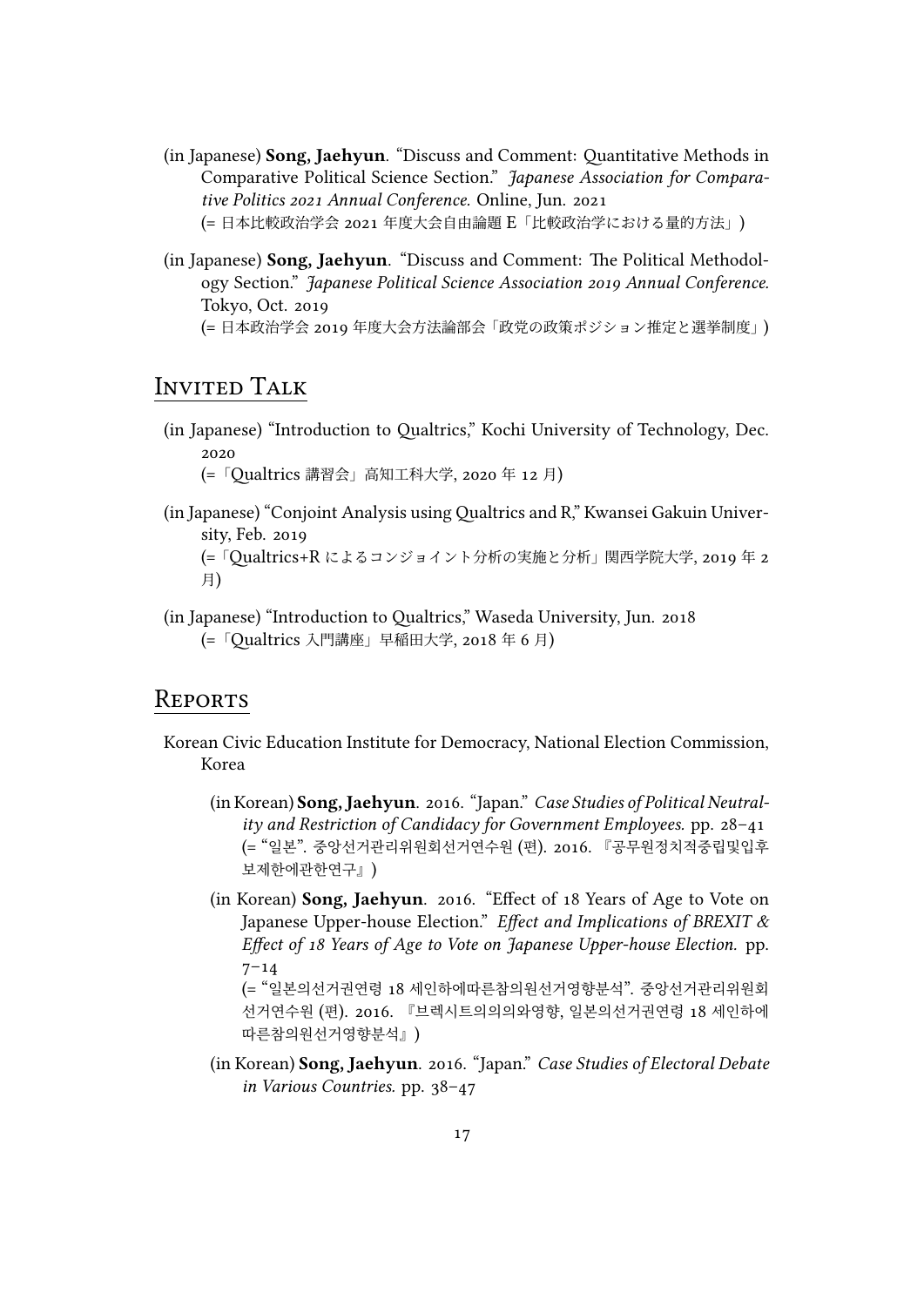(in Japanese) **Song, Jaehyun**. "Discuss and Comment: Quantitative Methods in Comparative Political Science Section." *Japanese Association for Comparative Politics 2021 Annual Conference.* Online, Jun. 2021
(= 日本比較政治学会 2021 年度大会自由論題 E「比較政治学における量的方法」)

(in Japanese) **Song, Jaehyun**. "Discuss and Comment: The Political Methodology Section." *Japanese Political Science Association 2019 Annual Conference.* Tokyo, Oct. 2019
(= 日本政治学会 2019 年度大会方法論部会「政党の政策ポジション推定と選挙制度」)

## Invited Talk

(in Japanese) "Introduction to Qualtrics," Kochi University of Technology, Dec. 2020
(=「Qualtrics 講習会」高知工科大学, 2020 年 12 月)

(in Japanese) "Conjoint Analysis using Qualtrics and R," Kwansei Gakuin University, Feb. 2019
(=「Qualtrics+R によるコンジョイント分析の実施と分析」関西学院大学, 2019 年 2 月)

(in Japanese) "Introduction to Qualtrics," Waseda University, Jun. 2018
(=「Qualtrics 入門講座」早稲田大学, 2018 年 6 月)

## Reports

Korean Civic Education Institute for Democracy, National Election Commission, Korea

(in Korean) **Song, Jaehyun**. 2016. "Japan." *Case Studies of Political Neutrality and Restriction of Candidacy for Government Employees.* pp. 28–41
(= "일본". 중앙선거관리위원회선거연수원 (편). 2016. 『공무원정치적중립및입후보제한에관한연구』)

(in Korean) **Song, Jaehyun**. 2016. "Effect of 18 Years of Age to Vote on Japanese Upper-house Election." *Effect and Implications of BREXIT & Effect of 18 Years of Age to Vote on Japanese Upper-house Election.* pp. 7–14
(= "일본의선거권연령 18 세인하에따른참의원선거영향분석". 중앙선거관리위원회선거연수원 (편). 2016. 『브렉시트의의의와영향, 일본의선거권연령 18 세인하에따른참의원선거영향분석』)

(in Korean) **Song, Jaehyun**. 2016. "Japan." *Case Studies of Electoral Debate in Various Countries.* pp. 38–47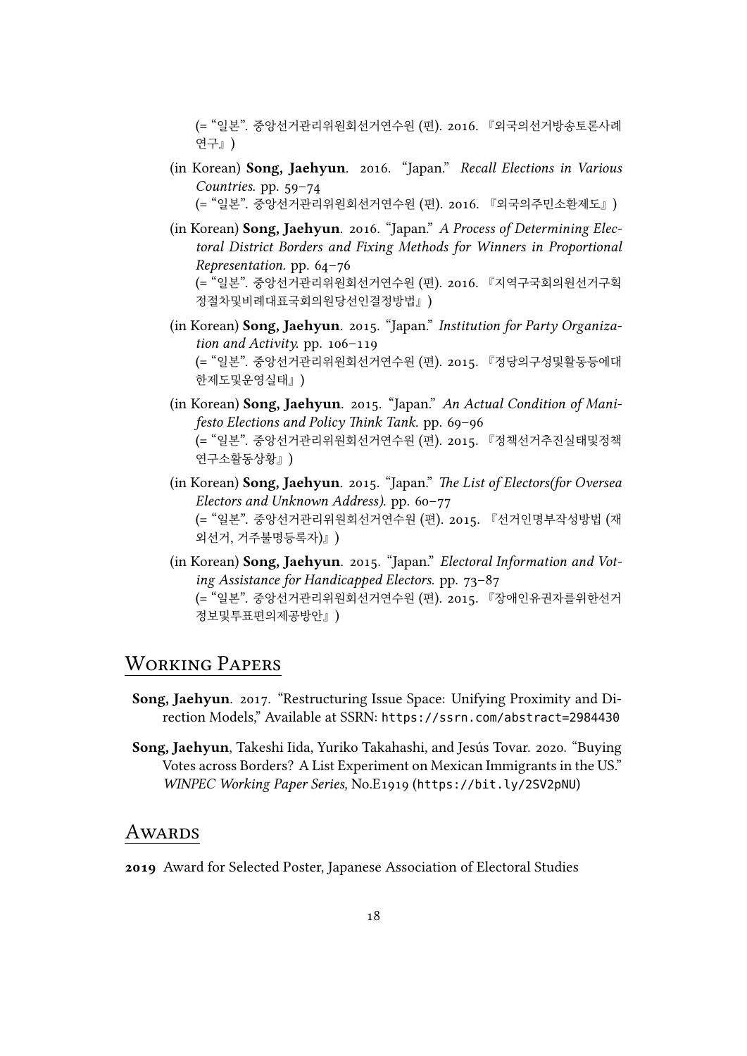(= "일본". 중앙선거관리위원회선거연수원 (편). 2016. 『외국의선거방송토론사례연구』)

(in Korean) **Song, Jaehyun**. 2016. "Japan." *Recall Elections in Various Countries.* pp. 59–74
(= "일본". 중앙선거관리위원회선거연수원 (편). 2016. 『외국의주민소환제도』)

(in Korean) **Song, Jaehyun**. 2016. "Japan." *A Process of Determining Electoral District Borders and Fixing Methods for Winners in Proportional Representation.* pp. 64–76
(= "일본". 중앙선거관리위원회선거연수원 (편). 2016. 『지역구국회의원선거구획정절차및비례대표국회의원당선인결정방법』)

(in Korean) **Song, Jaehyun**. 2015. "Japan." *Institution for Party Organization and Activity.* pp. 106–119
(= "일본". 중앙선거관리위원회선거연수원 (편). 2015. 『정당의구성및활동등에대한제도및운영실태』)

(in Korean) **Song, Jaehyun**. 2015. "Japan." *An Actual Condition of Manifesto Elections and Policy Think Tank.* pp. 69–96
(= "일본". 중앙선거관리위원회선거연수원 (편). 2015. 『정책선거추진실태및정책연구소활동상황』)

(in Korean) **Song, Jaehyun**. 2015. "Japan." *The List of Electors(for Oversea Electors and Unknown Address).* pp. 60–77
(= "일본". 중앙선거관리위원회선거연수원 (편). 2015. 『선거인명부작성방법 (재외선거, 거주불명등록자)』)

(in Korean) **Song, Jaehyun**. 2015. "Japan." *Electoral Information and Voting Assistance for Handicapped Electors.* pp. 73–87
(= "일본". 중앙선거관리위원회선거연수원 (편). 2015. 『장애인유권자를위한선거정보및투표편의제공방안』)

## Working Papers

**Song, Jaehyun**. 2017. "Restructuring Issue Space: Unifying Proximity and Direction Models," Available at SSRN: https://ssrn.com/abstract=2984430

**Song, Jaehyun**, Takeshi Iida, Yuriko Takahashi, and Jesús Tovar. 2020. "Buying Votes across Borders? A List Experiment on Mexican Immigrants in the US." *WINPEC Working Paper Series,* No.E1919 (https://bit.ly/2SV2pNU)

## Awards

**2019** Award for Selected Poster, Japanese Association of Electoral Studies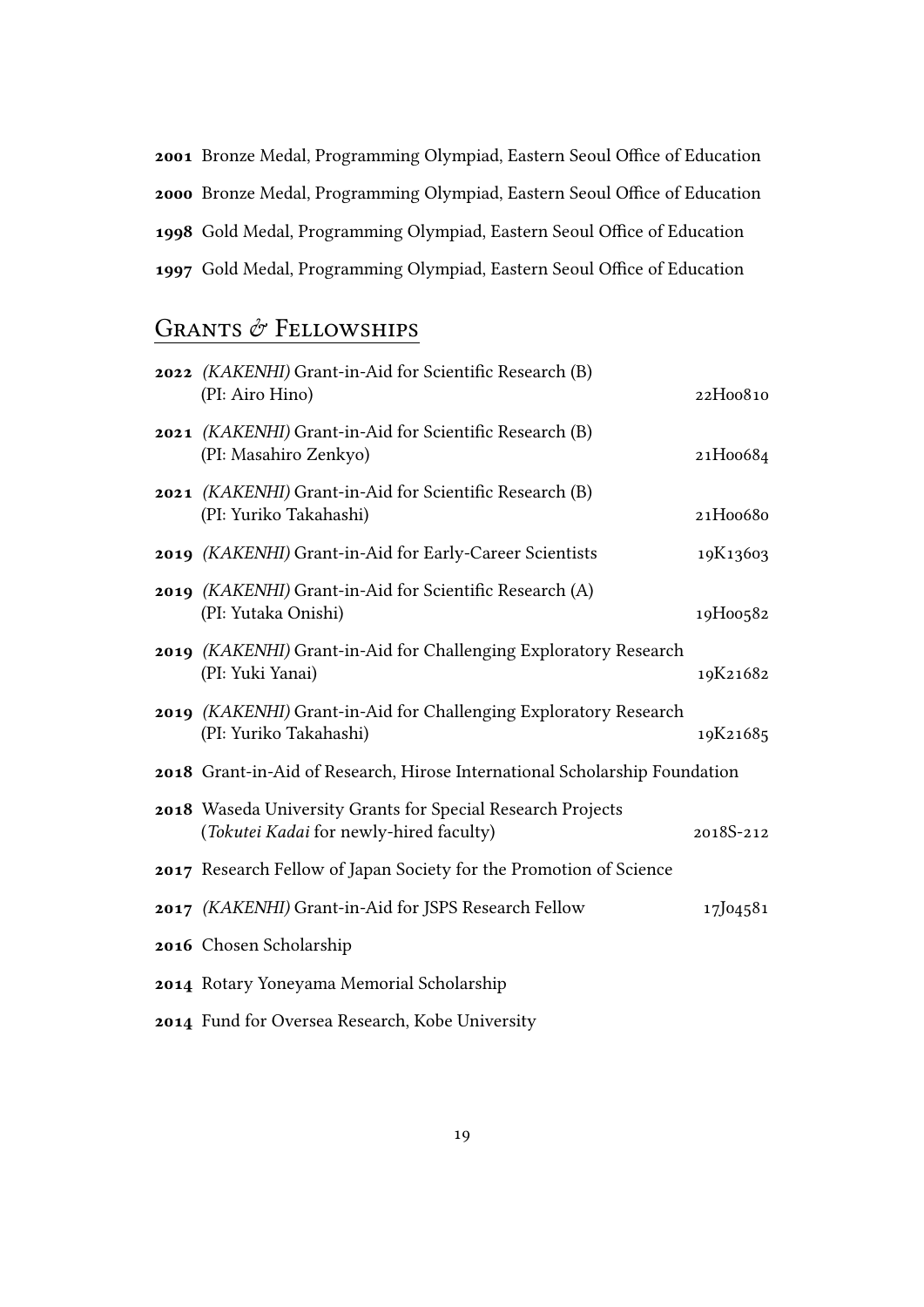**2001** Bronze Medal, Programming Olympiad, Eastern Seoul Office of Education

**2000** Bronze Medal, Programming Olympiad, Eastern Seoul Office of Education

**1998** Gold Medal, Programming Olympiad, Eastern Seoul Office of Education

**1997** Gold Medal, Programming Olympiad, Eastern Seoul Office of Education

## Grants & Fellowships

**2022** *(KAKENHI)* Grant-in-Aid for Scientific Research (B) (PI: Airo Hino) — 22H00810

**2021** *(KAKENHI)* Grant-in-Aid for Scientific Research (B) (PI: Masahiro Zenkyo) — 21H00684

**2021** *(KAKENHI)* Grant-in-Aid for Scientific Research (B) (PI: Yuriko Takahashi) — 21H00680

**2019** *(KAKENHI)* Grant-in-Aid for Early-Career Scientists — 19K13603

**2019** *(KAKENHI)* Grant-in-Aid for Scientific Research (A) (PI: Yutaka Onishi) — 19H00582

**2019** *(KAKENHI)* Grant-in-Aid for Challenging Exploratory Research (PI: Yuki Yanai) — 19K21682

**2019** *(KAKENHI)* Grant-in-Aid for Challenging Exploratory Research (PI: Yuriko Takahashi) — 19K21685

**2018** Grant-in-Aid of Research, Hirose International Scholarship Foundation

**2018** Waseda University Grants for Special Research Projects (*Tokutei Kadai* for newly-hired faculty) — 2018S-212

**2017** Research Fellow of Japan Society for the Promotion of Science

**2017** *(KAKENHI)* Grant-in-Aid for JSPS Research Fellow — 17J04581

**2016** Chosen Scholarship

**2014** Rotary Yoneyama Memorial Scholarship

**2014** Fund for Oversea Research, Kobe University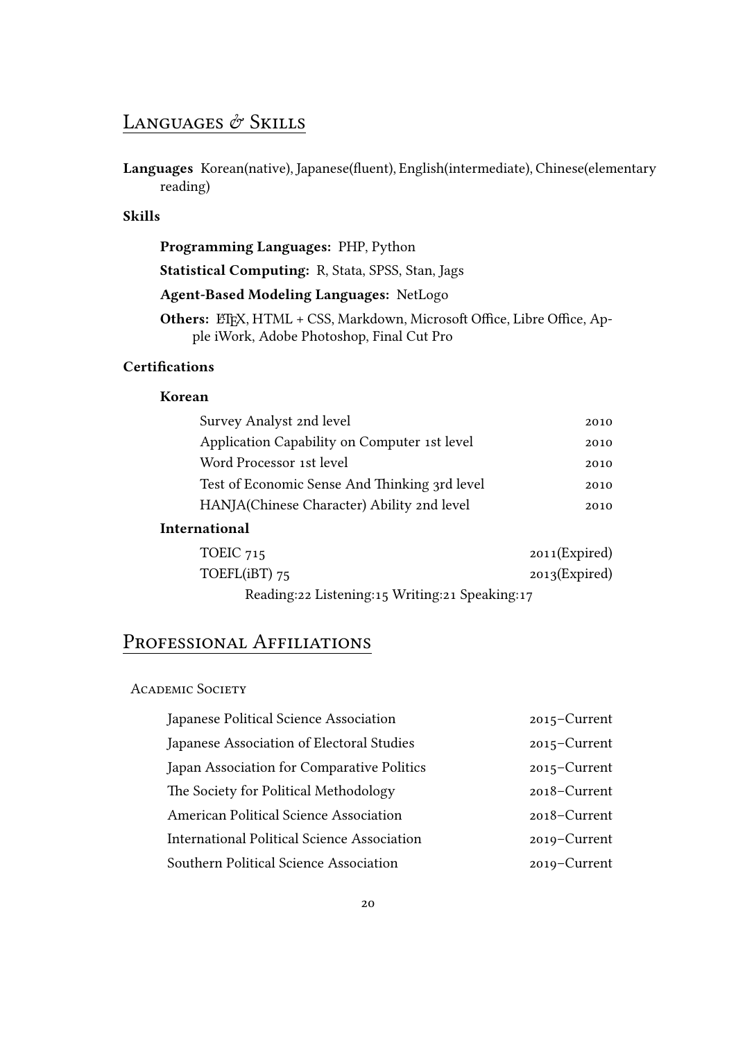## Languages & Skills

**Languages** Korean(native), Japanese(fluent), English(intermediate), Chinese(elementary reading)

### Skills

**Programming Languages:** PHP, Python

**Statistical Computing:** R, Stata, SPSS, Stan, Jags

**Agent-Based Modeling Languages:** NetLogo

**Others:** LaTeX, HTML + CSS, Markdown, Microsoft Office, Libre Office, Apple iWork, Adobe Photoshop, Final Cut Pro

### Certifications

#### Korean

| | |
|---|---|
| Survey Analyst 2nd level | 2010 |
| Application Capability on Computer 1st level | 2010 |
| Word Processor 1st level | 2010 |
| Test of Economic Sense And Thinking 3rd level | 2010 |
| HANJA(Chinese Character) Ability 2nd level | 2010 |

#### International

| | |
|---|---|
| TOEIC 715 | 2011(Expired) |
| TOEFL(iBT) 75 | 2013(Expired) |

Reading:22 Listening:15 Writing:21 Speaking:17

## Professional Affiliations

### Academic Society

| | |
|---|---|
| Japanese Political Science Association | 2015–Current |
| Japanese Association of Electoral Studies | 2015–Current |
| Japan Association for Comparative Politics | 2015–Current |
| The Society for Political Methodology | 2018–Current |
| American Political Science Association | 2018–Current |
| International Political Science Association | 2019–Current |
| Southern Political Science Association | 2019–Current |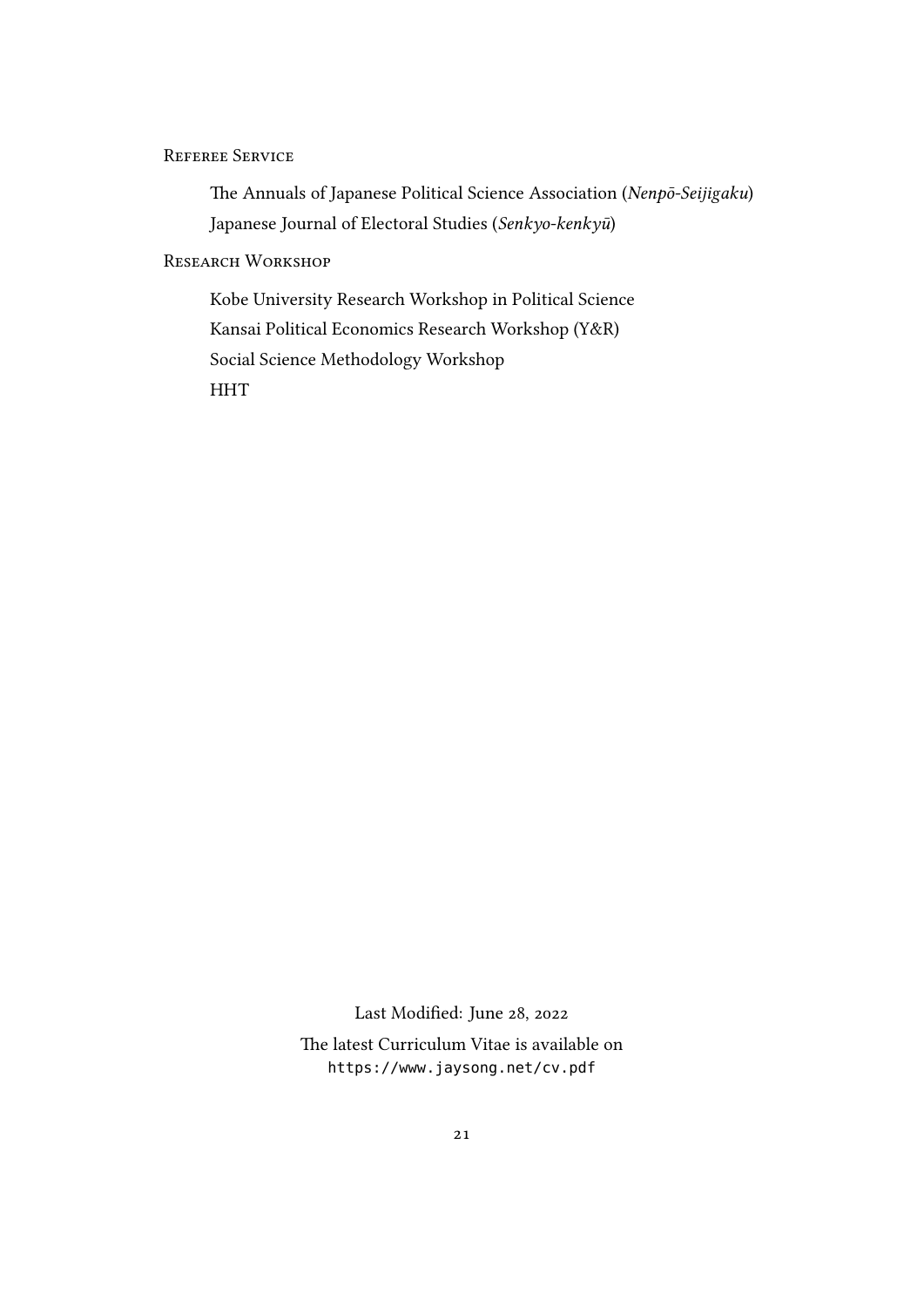### Referee Service

The Annuals of Japanese Political Science Association (*Nenpō-Seijigaku*)

Japanese Journal of Electoral Studies (*Senkyo-kenkyū*)

### Research Workshop

Kobe University Research Workshop in Political Science

Kansai Political Economics Research Workshop (Y&R)

Social Science Methodology Workshop

HHT

Last Modified: June 28, 2022

The latest Curriculum Vitae is available on
`https://www.jaysong.net/cv.pdf`